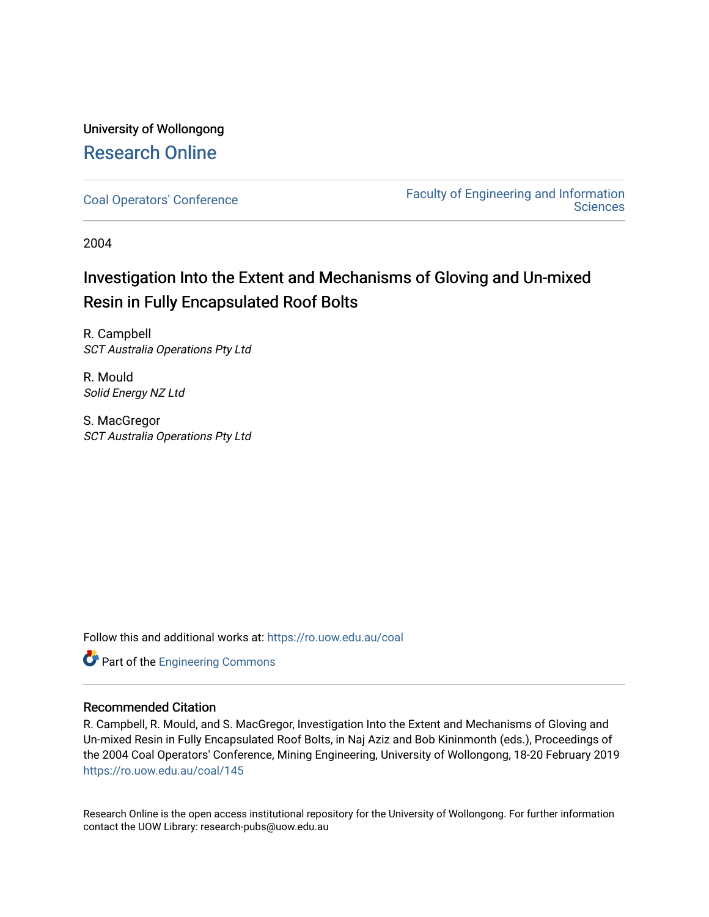University of Wollongong

# Research Online

Coal Operators' Conference | Faculty of Engineering and Information Sciences

2004

# Investigation Into the Extent and Mechanisms of Gloving and Un-mixed Resin in Fully Encapsulated Roof Bolts

R. Campbell
*SCT Australia Operations Pty Ltd*

R. Mould
*Solid Energy NZ Ltd*

S. MacGregor
*SCT Australia Operations Pty Ltd*

Follow this and additional works at: https://ro.uow.edu.au/coal

Part of the Engineering Commons

## Recommended Citation

R. Campbell, R. Mould, and S. MacGregor, Investigation Into the Extent and Mechanisms of Gloving and Un-mixed Resin in Fully Encapsulated Roof Bolts, in Naj Aziz and Bob Kininmonth (eds.), Proceedings of the 2004 Coal Operators' Conference, Mining Engineering, University of Wollongong, 18-20 February 2019
https://ro.uow.edu.au/coal/145

Research Online is the open access institutional repository for the University of Wollongong. For further information contact the UOW Library: research-pubs@uow.edu.au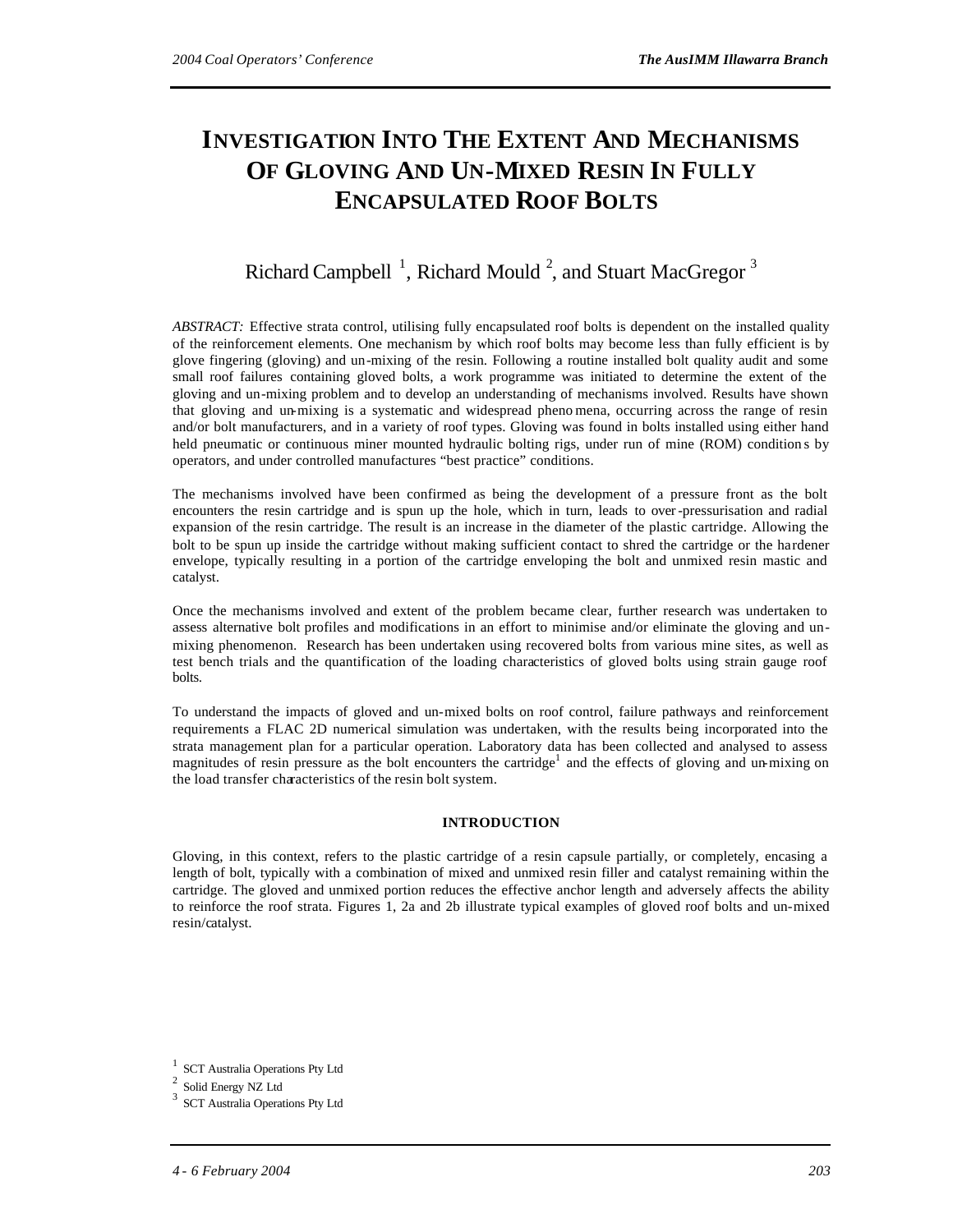# INVESTIGATION INTO THE EXTENT AND MECHANISMS OF GLOVING AND UN-MIXED RESIN IN FULLY ENCAPSULATED ROOF BOLTS

Richard Campbell [1], Richard Mould [2], and Stuart MacGregor [3]

*ABSTRACT:* Effective strata control, utilising fully encapsulated roof bolts is dependent on the installed quality of the reinforcement elements. One mechanism by which roof bolts may become less than fully efficient is by glove fingering (gloving) and un-mixing of the resin. Following a routine installed bolt quality audit and some small roof failures containing gloved bolts, a work programme was initiated to determine the extent of the gloving and un-mixing problem and to develop an understanding of mechanisms involved. Results have shown that gloving and un-mixing is a systematic and widespread phenomenon, occurring across the range of resin and/or bolt manufacturers, and in a variety of roof types. Gloving was found in bolts installed using either hand held pneumatic or continuous miner mounted hydraulic bolting rigs, under run of mine (ROM) conditions by operators, and under controlled manufactures "best practice" conditions.

The mechanisms involved have been confirmed as being the development of a pressure front as the bolt encounters the resin cartridge and is spun up the hole, which in turn, leads to over-pressurisation and radial expansion of the resin cartridge. The result is an increase in the diameter of the plastic cartridge. Allowing the bolt to be spun up inside the cartridge without making sufficient contact to shred the cartridge or the hardener envelope, typically resulting in a portion of the cartridge enveloping the bolt and unmixed resin mastic and catalyst.

Once the mechanisms involved and extent of the problem became clear, further research was undertaken to assess alternative bolt profiles and modifications in an effort to minimise and/or eliminate the gloving and un-mixing phenomenon. Research has been undertaken using recovered bolts from various mine sites, as well as test bench trials and the quantification of the loading characteristics of gloved bolts using strain gauge roof bolts.

To understand the impacts of gloved and un-mixed bolts on roof control, failure pathways and reinforcement requirements a FLAC 2D numerical simulation was undertaken, with the results being incorporated into the strata management plan for a particular operation. Laboratory data has been collected and analysed to assess magnitudes of resin pressure as the bolt encounters the cartridge[1] and the effects of gloving and un-mixing on the load transfer characteristics of the resin bolt system.

## INTRODUCTION

Gloving, in this context, refers to the plastic cartridge of a resin capsule partially, or completely, encasing a length of bolt, typically with a combination of mixed and unmixed resin filler and catalyst remaining within the cartridge. The gloved and unmixed portion reduces the effective anchor length and adversely affects the ability to reinforce the roof strata. Figures 1, 2a and 2b illustrate typical examples of gloved roof bolts and un-mixed resin/catalyst.

---

[1] SCT Australia Operations Pty Ltd

[2] Solid Energy NZ Ltd

[3] SCT Australia Operations Pty Ltd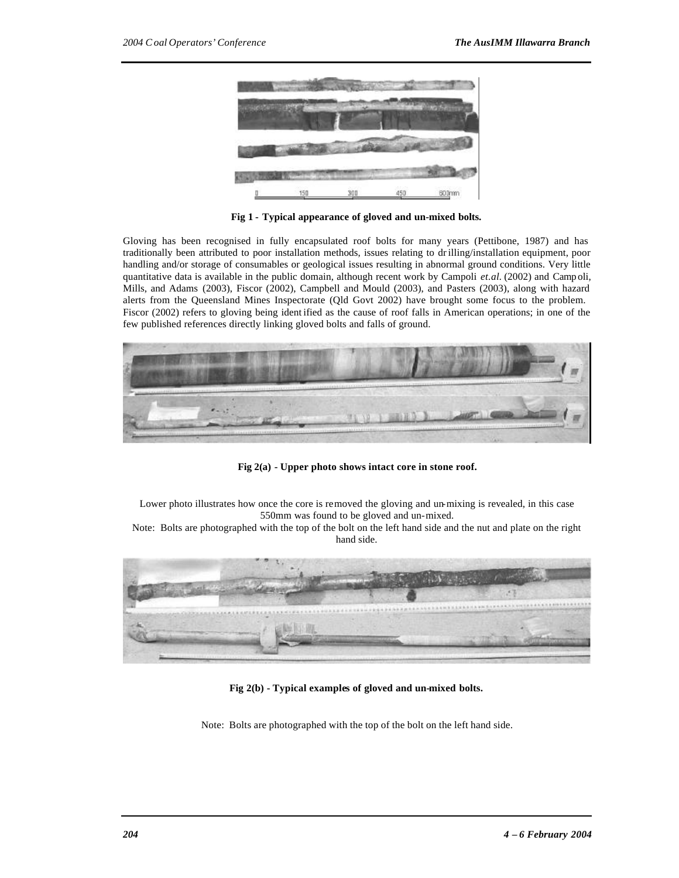**Fig 1 - Typical appearance of gloved and un-mixed bolts.**

Gloving has been recognised in fully encapsulated roof bolts for many years (Pettibone, 1987) and has traditionally been attributed to poor installation methods, issues relating to drilling/installation equipment, poor handling and/or storage of consumables or geological issues resulting in abnormal ground conditions. Very little quantitative data is available in the public domain, although recent work by Campoli *et.al.* (2002) and Campoli, Mills, and Adams (2003), Fiscor (2002), Campbell and Mould (2003), and Pasters (2003), along with hazard alerts from the Queensland Mines Inspectorate (Qld Govt 2002) have brought some focus to the problem. Fiscor (2002) refers to gloving being identified as the cause of roof falls in American operations; in one of the few published references directly linking gloved bolts and falls of ground.

**Fig 2(a) - Upper photo shows intact core in stone roof.**

Lower photo illustrates how once the core is removed the gloving and un-mixing is revealed, in this case 550mm was found to be gloved and un-mixed.

Note: Bolts are photographed with the top of the bolt on the left hand side and the nut and plate on the right hand side.

**Fig 2(b) - Typical examples of gloved and un-mixed bolts.**

Note: Bolts are photographed with the top of the bolt on the left hand side.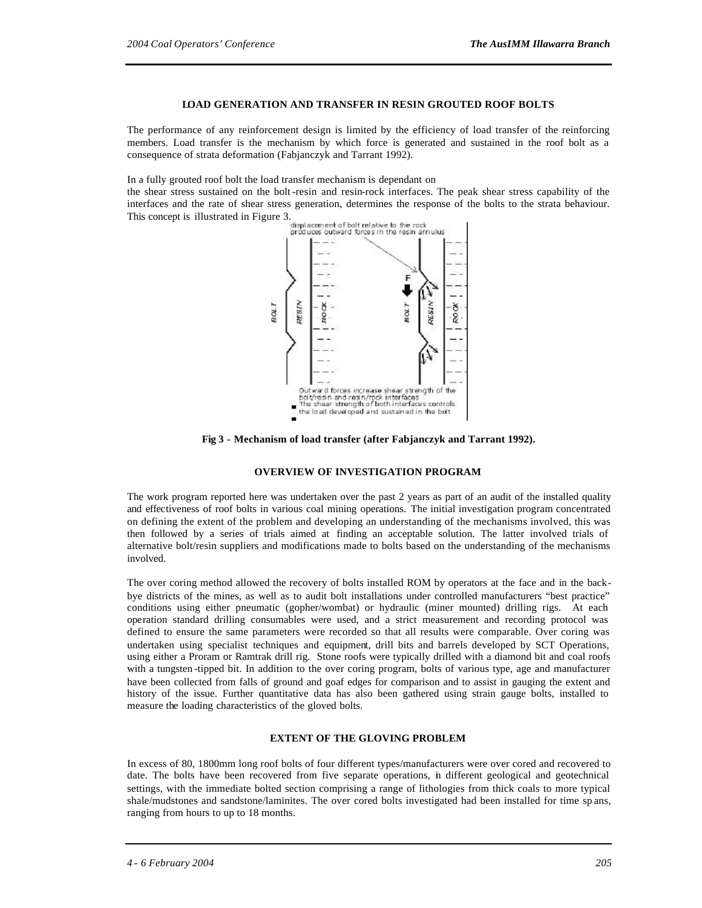## LOAD GENERATION AND TRANSFER IN RESIN GROUTED ROOF BOLTS

The performance of any reinforcement design is limited by the efficiency of load transfer of the reinforcing members. Load transfer is the mechanism by which force is generated and sustained in the roof bolt as a consequence of strata deformation (Fabjanczyk and Tarrant 1992).

In a fully grouted roof bolt the load transfer mechanism is dependant on the shear stress sustained on the bolt-resin and resin-rock interfaces. The peak shear stress capability of the interfaces and the rate of shear stress generation, determines the response of the bolts to the strata behaviour. This concept is illustrated in Figure 3.

**Fig 3 - Mechanism of load transfer (after Fabjanczyk and Tarrant 1992).**

## OVERVIEW OF INVESTIGATION PROGRAM

The work program reported here was undertaken over the past 2 years as part of an audit of the installed quality and effectiveness of roof bolts in various coal mining operations. The initial investigation program concentrated on defining the extent of the problem and developing an understanding of the mechanisms involved, this was then followed by a series of trials aimed at finding an acceptable solution. The latter involved trials of alternative bolt/resin suppliers and modifications made to bolts based on the understanding of the mechanisms involved.

The over coring method allowed the recovery of bolts installed ROM by operators at the face and in the back-bye districts of the mines, as well as to audit bolt installations under controlled manufacturers "best practice" conditions using either pneumatic (gopher/wombat) or hydraulic (miner mounted) drilling rigs. At each operation standard drilling consumables were used, and a strict measurement and recording protocol was defined to ensure the same parameters were recorded so that all results were comparable. Over coring was undertaken using specialist techniques and equipment, drill bits and barrels developed by SCT Operations, using either a Proram or Ramtrak drill rig. Stone roofs were typically drilled with a diamond bit and coal roofs with a tungsten-tipped bit. In addition to the over coring program, bolts of various type, age and manufacturer have been collected from falls of ground and goaf edges for comparison and to assist in gauging the extent and history of the issue. Further quantitative data has also been gathered using strain gauge bolts, installed to measure the loading characteristics of the gloved bolts.

## EXTENT OF THE GLOVING PROBLEM

In excess of 80, 1800mm long roof bolts of four different types/manufacturers were over cored and recovered to date. The bolts have been recovered from five separate operations, in different geological and geotechnical settings, with the immediate bolted section comprising a range of lithologies from thick coals to more typical shale/mudstones and sandstone/laminites. The over cored bolts investigated had been installed for time spans, ranging from hours to up to 18 months.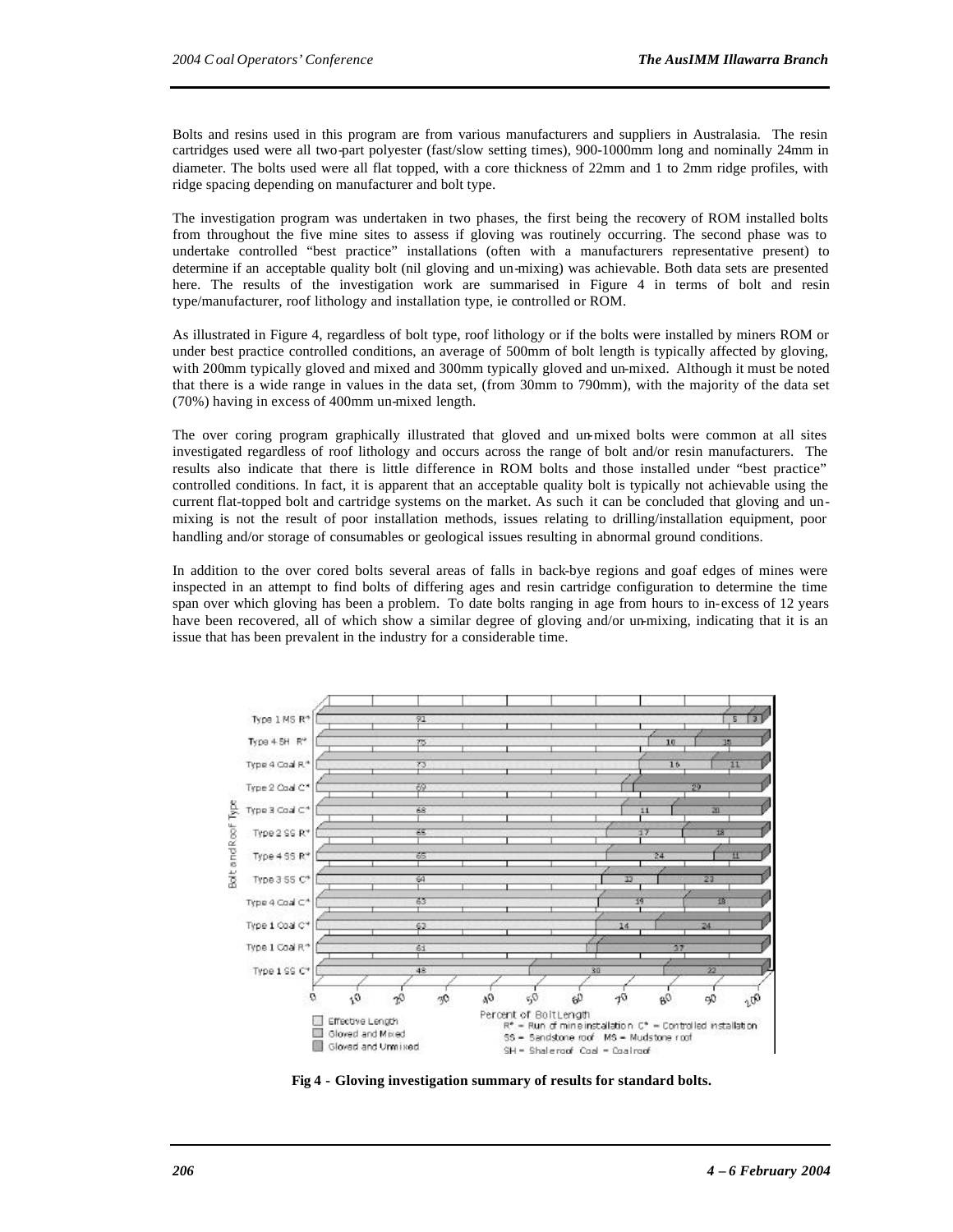Bolts and resins used in this program are from various manufacturers and suppliers in Australasia. The resin cartridges used were all two-part polyester (fast/slow setting times), 900-1000mm long and nominally 24mm in diameter. The bolts used were all flat topped, with a core thickness of 22mm and 1 to 2mm ridge profiles, with ridge spacing depending on manufacturer and bolt type.

The investigation program was undertaken in two phases, the first being the recovery of ROM installed bolts from throughout the five mine sites to assess if gloving was routinely occurring. The second phase was to undertake controlled "best practice" installations (often with a manufacturers representative present) to determine if an acceptable quality bolt (nil gloving and un-mixing) was achievable. Both data sets are presented here. The results of the investigation work are summarised in Figure 4 in terms of bolt and resin type/manufacturer, roof lithology and installation type, ie controlled or ROM.

As illustrated in Figure 4, regardless of bolt type, roof lithology or if the bolts were installed by miners ROM or under best practice controlled conditions, an average of 500mm of bolt length is typically affected by gloving, with 200mm typically gloved and mixed and 300mm typically gloved and un-mixed. Although it must be noted that there is a wide range in values in the data set, (from 30mm to 790mm), with the majority of the data set (70%) having in excess of 400mm un-mixed length.

The over coring program graphically illustrated that gloved and un-mixed bolts were common at all sites investigated regardless of roof lithology and occurs across the range of bolt and/or resin manufacturers. The results also indicate that there is little difference in ROM bolts and those installed under "best practice" controlled conditions. In fact, it is apparent that an acceptable quality bolt is typically not achievable using the current flat-topped bolt and cartridge systems on the market. As such it can be concluded that gloving and un-mixing is not the result of poor installation methods, issues relating to drilling/installation equipment, poor handling and/or storage of consumables or geological issues resulting in abnormal ground conditions.

In addition to the over cored bolts several areas of falls in back-bye regions and goaf edges of mines were inspected in an attempt to find bolts of differing ages and resin cartridge configuration to determine the time span over which gloving has been a problem. To date bolts ranging in age from hours to in-excess of 12 years have been recovered, all of which show a similar degree of gloving and/or un-mixing, indicating that it is an issue that has been prevalent in the industry for a considerable time.

| Bolt and Roof Type | Effective Length (%) | Gloved and Mixed (%) | Gloved and Unmixed (%) |
|---|---|---|---|
| Type 1 MS R* | 91 | 5 | 3 |
| Type 4 SH R* | 75 | 10 | 15 |
| Type 4 Coal R* | 73 | 16 | 11 |
| Type 2 Coal C* | 69 | | 29 |
| Type 3 Coal C* | 68 | 11 | 20 |
| Type 2 SS R* | 65 | 17 | 18 |
| Type 4 SS R* | 65 | 24 | 11 |
| Type 3 SS C* | 64 | 13 | 23 |
| Type 4 Coal C* | 63 | 19 | 18 |
| Type 1 Coal C* | 62 | 14 | 24 |
| Type 1 Coal R* | 61 | | 37 |
| Type 1 SS C* | 48 | 30 | 22 |

Percent of Bolt Length. R* = Run of mine installation C* = Controlled installation. SS = Sandstone roof MS = Mudstone roof SH = Shale roof Coal = Coal roof

**Fig 4 - Gloving investigation summary of results for standard bolts.**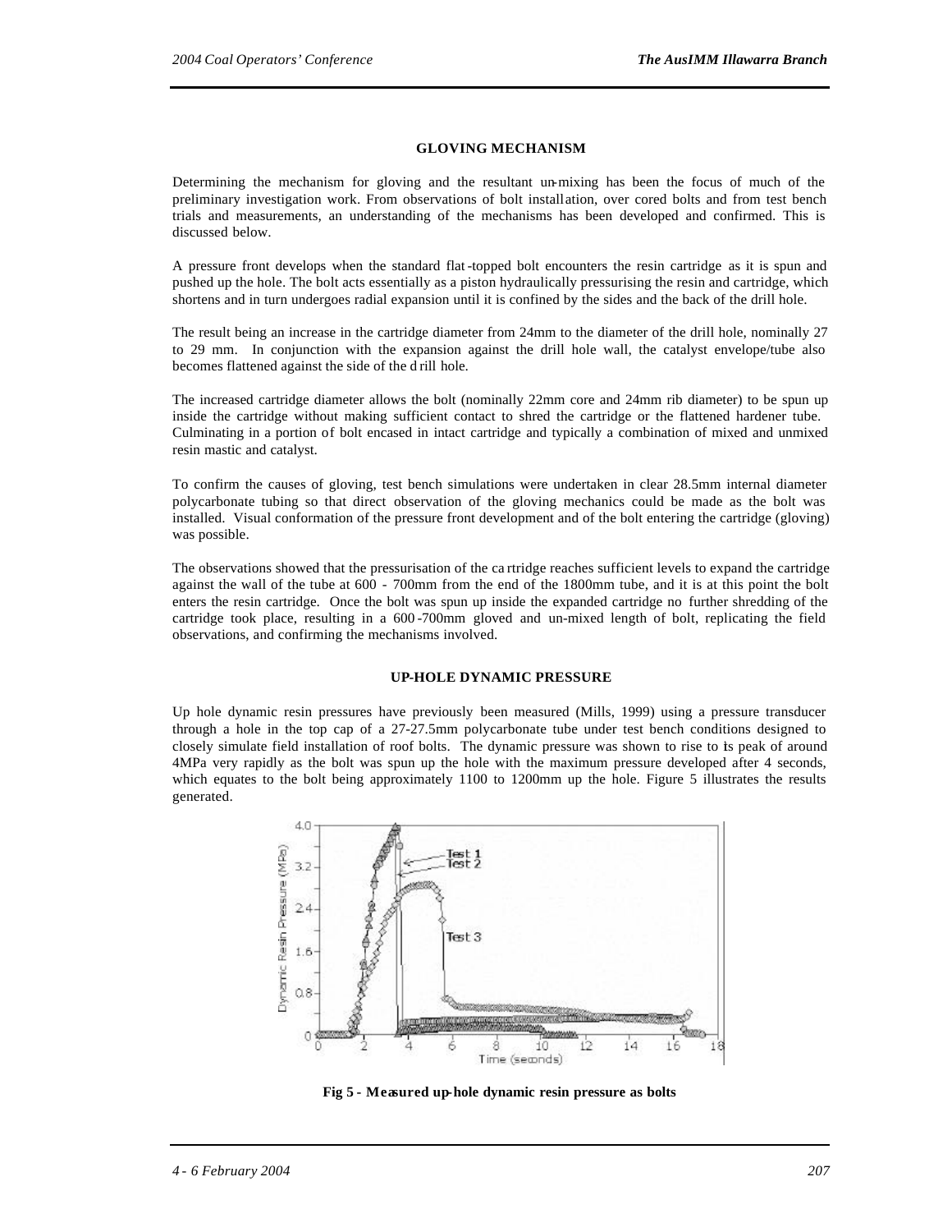## GLOVING MECHANISM

Determining the mechanism for gloving and the resultant un-mixing has been the focus of much of the preliminary investigation work. From observations of bolt installation, over cored bolts and from test bench trials and measurements, an understanding of the mechanisms has been developed and confirmed. This is discussed below.

A pressure front develops when the standard flat-topped bolt encounters the resin cartridge as it is spun and pushed up the hole. The bolt acts essentially as a piston hydraulically pressurising the resin and cartridge, which shortens and in turn undergoes radial expansion until it is confined by the sides and the back of the drill hole.

The result being an increase in the cartridge diameter from 24mm to the diameter of the drill hole, nominally 27 to 29 mm. In conjunction with the expansion against the drill hole wall, the catalyst envelope/tube also becomes flattened against the side of the drill hole.

The increased cartridge diameter allows the bolt (nominally 22mm core and 24mm rib diameter) to be spun up inside the cartridge without making sufficient contact to shred the cartridge or the flattened hardener tube. Culminating in a portion of bolt encased in intact cartridge and typically a combination of mixed and unmixed resin mastic and catalyst.

To confirm the causes of gloving, test bench simulations were undertaken in clear 28.5mm internal diameter polycarbonate tubing so that direct observation of the gloving mechanics could be made as the bolt was installed. Visual conformation of the pressure front development and of the bolt entering the cartridge (gloving) was possible.

The observations showed that the pressurisation of the cartridge reaches sufficient levels to expand the cartridge against the wall of the tube at 600 - 700mm from the end of the 1800mm tube, and it is at this point the bolt enters the resin cartridge. Once the bolt was spun up inside the expanded cartridge no further shredding of the cartridge took place, resulting in a 600-700mm gloved and un-mixed length of bolt, replicating the field observations, and confirming the mechanisms involved.

## UP-HOLE DYNAMIC PRESSURE

Up hole dynamic resin pressures have previously been measured (Mills, 1999) using a pressure transducer through a hole in the top cap of a 27-27.5mm polycarbonate tube under test bench conditions designed to closely simulate field installation of roof bolts. The dynamic pressure was shown to rise to its peak of around 4MPa very rapidly as the bolt was spun up the hole with the maximum pressure developed after 4 seconds, which equates to the bolt being approximately 1100 to 1200mm up the hole. Figure 5 illustrates the results generated.

**Fig 5 - Measured up-hole dynamic resin pressure as bolts**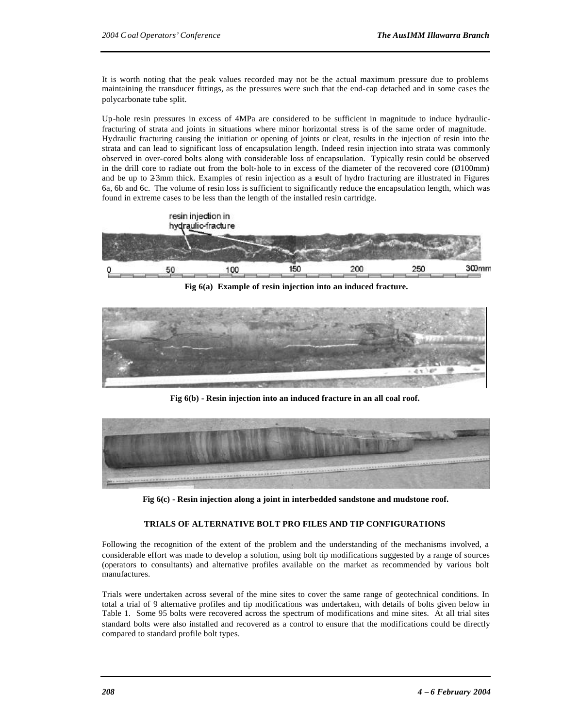It is worth noting that the peak values recorded may not be the actual maximum pressure due to problems maintaining the transducer fittings, as the pressures were such that the end-cap detached and in some cases the polycarbonate tube split.

Up-hole resin pressures in excess of 4MPa are considered to be sufficient in magnitude to induce hydraulic-fracturing of strata and joints in situations where minor horizontal stress is of the same order of magnitude. Hydraulic fracturing causing the initiation or opening of joints or cleat, results in the injection of resin into the strata and can lead to significant loss of encapsulation length. Indeed resin injection into strata was commonly observed in over-cored bolts along with considerable loss of encapsulation. Typically resin could be observed in the drill core to radiate out from the bolt-hole to in excess of the diameter of the recovered core (Ø100mm) and be up to 2-3mm thick. Examples of resin injection as a result of hydro fracturing are illustrated in Figures 6a, 6b and 6c. The volume of resin loss is sufficient to significantly reduce the encapsulation length, which was found in extreme cases to be less than the length of the installed resin cartridge.

**Fig 6(a) Example of resin injection into an induced fracture.**

**Fig 6(b) - Resin injection into an induced fracture in an all coal roof.**

**Fig 6(c) - Resin injection along a joint in interbedded sandstone and mudstone roof.**

## TRIALS OF ALTERNATIVE BOLT PROFILES AND TIP CONFIGURATIONS

Following the recognition of the extent of the problem and the understanding of the mechanisms involved, a considerable effort was made to develop a solution, using bolt tip modifications suggested by a range of sources (operators to consultants) and alternative profiles available on the market as recommended by various bolt manufactures.

Trials were undertaken across several of the mine sites to cover the same range of geotechnical conditions. In total a trial of 9 alternative profiles and tip modifications was undertaken, with details of bolts given below in Table 1. Some 95 bolts were recovered across the spectrum of modifications and mine sites. At all trial sites standard bolts were also installed and recovered as a control to ensure that the modifications could be directly compared to standard profile bolt types.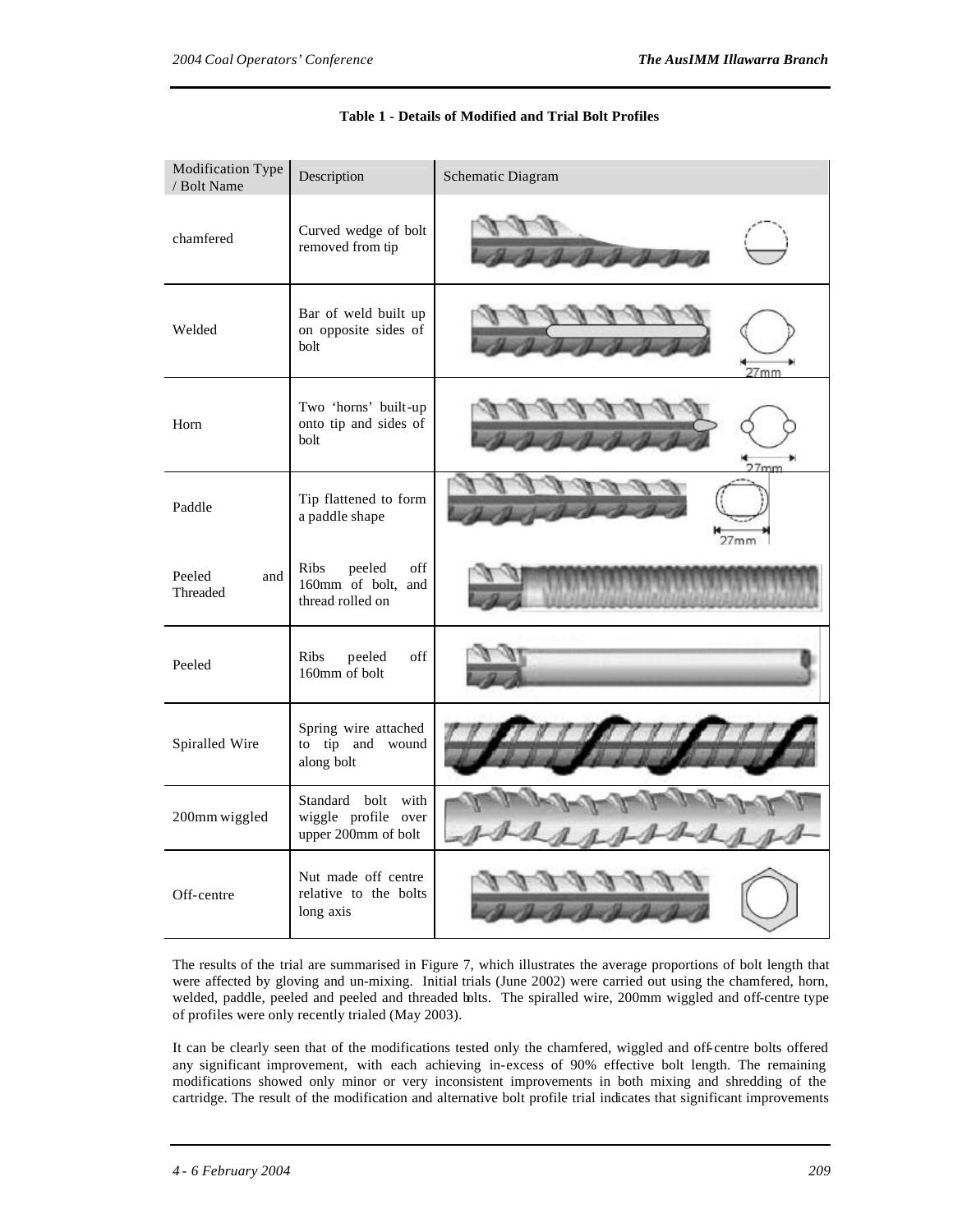**Table 1 - Details of Modified and Trial Bolt Profiles**

| Modification Type / Bolt Name | Description | Schematic Diagram |
|---|---|---|
| chamfered | Curved wedge of bolt removed from tip | |
| Welded | Bar of weld built up on opposite sides of bolt | 27mm |
| Horn | Two 'horns' built-up onto tip and sides of bolt | 27mm |
| Paddle | Tip flattened to form a paddle shape | 27mm |
| Peeled and Threaded | Ribs peeled off 160mm of bolt, and thread rolled on | |
| Peeled | Ribs peeled off 160mm of bolt | |
| Spiralled Wire | Spring wire attached to tip and wound along bolt | |
| 200mm wiggled | Standard bolt with wiggle profile over upper 200mm of bolt | |
| Off-centre | Nut made off centre relative to the bolts long axis | |

The results of the trial are summarised in Figure 7, which illustrates the average proportions of bolt length that were affected by gloving and un-mixing. Initial trials (June 2002) were carried out using the chamfered, horn, welded, paddle, peeled and peeled and threaded bolts. The spiralled wire, 200mm wiggled and off-centre type of profiles were only recently trialed (May 2003).

It can be clearly seen that of the modifications tested only the chamfered, wiggled and off-centre bolts offered any significant improvement, with each achieving in-excess of 90% effective bolt length. The remaining modifications showed only minor or very inconsistent improvements in both mixing and shredding of the cartridge. The result of the modification and alternative bolt profile trial indicates that significant improvements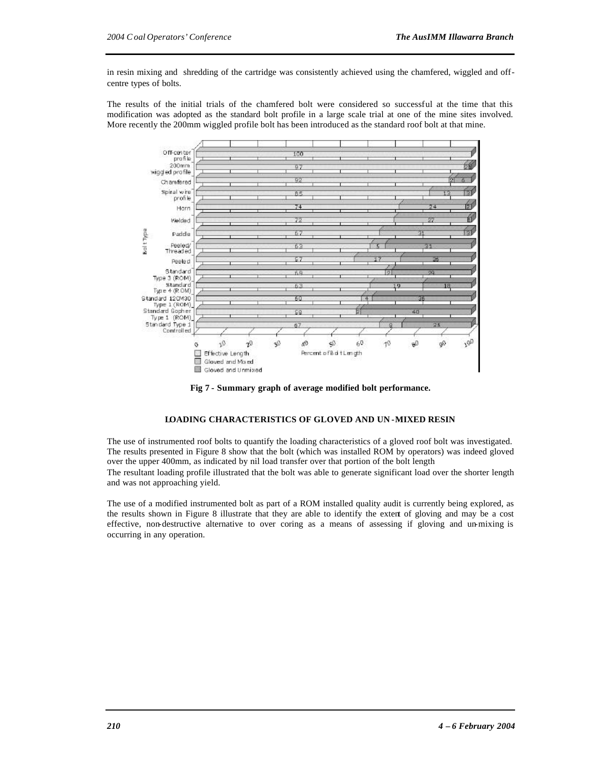in resin mixing and shredding of the cartridge was consistently achieved using the chamfered, wiggled and off-centre types of bolts.

The results of the initial trials of the chamfered bolt were considered so successful at the time that this modification was adopted as the standard bolt profile in a large scale trial at one of the mine sites involved. More recently the 200mm wiggled profile bolt has been introduced as the standard roof bolt at that mine.

Fig 7 - Summary graph of average modified bolt performance.

## LOADING CHARACTERISTICS OF GLOVED AND UN-MIXED RESIN

The use of instrumented roof bolts to quantify the loading characteristics of a gloved roof bolt was investigated. The results presented in Figure 8 show that the bolt (which was installed ROM by operators) was indeed gloved over the upper 400mm, as indicated by nil load transfer over that portion of the bolt length

The resultant loading profile illustrated that the bolt was able to generate significant load over the shorter length and was not approaching yield.

The use of a modified instrumented bolt as part of a ROM installed quality audit is currently being explored, as the results shown in Figure 8 illustrate that they are able to identify the extent of gloving and may be a cost effective, non-destructive alternative to over coring as a means of assessing if gloving and un-mixing is occurring in any operation.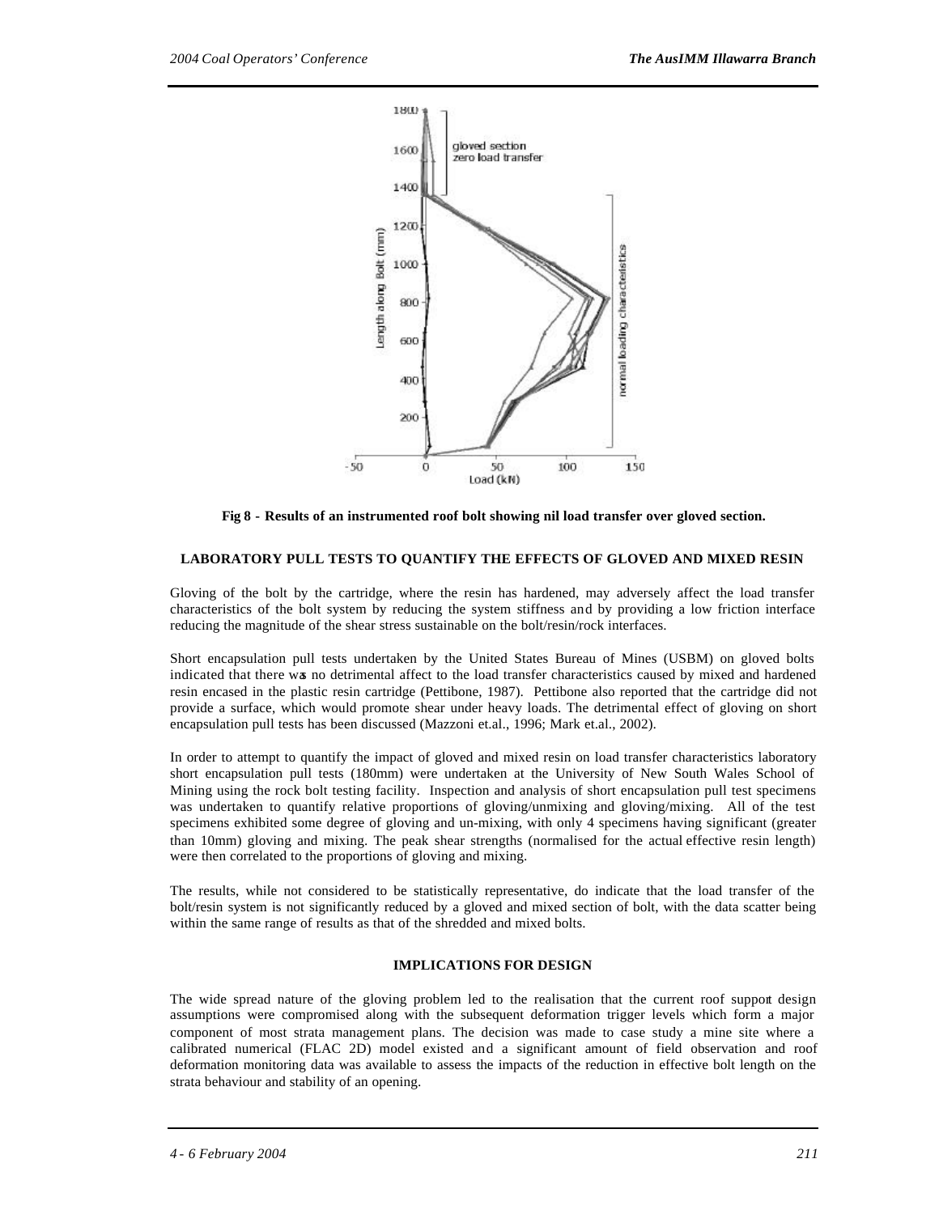Fig 8 - Results of an instrumented roof bolt showing nil load transfer over gloved section.

## LABORATORY PULL TESTS TO QUANTIFY THE EFFECTS OF GLOVED AND MIXED RESIN

Gloving of the bolt by the cartridge, where the resin has hardened, may adversely affect the load transfer characteristics of the bolt system by reducing the system stiffness and by providing a low friction interface reducing the magnitude of the shear stress sustainable on the bolt/resin/rock interfaces.

Short encapsulation pull tests undertaken by the United States Bureau of Mines (USBM) on gloved bolts indicated that there was no detrimental affect to the load transfer characteristics caused by mixed and hardened resin encased in the plastic resin cartridge (Pettibone, 1987). Pettibone also reported that the cartridge did not provide a surface, which would promote shear under heavy loads. The detrimental effect of gloving on short encapsulation pull tests has been discussed (Mazzoni et.al., 1996; Mark et.al., 2002).

In order to attempt to quantify the impact of gloved and mixed resin on load transfer characteristics laboratory short encapsulation pull tests (180mm) were undertaken at the University of New South Wales School of Mining using the rock bolt testing facility. Inspection and analysis of short encapsulation pull test specimens was undertaken to quantify relative proportions of gloving/unmixing and gloving/mixing. All of the test specimens exhibited some degree of gloving and un-mixing, with only 4 specimens having significant (greater than 10mm) gloving and mixing. The peak shear strengths (normalised for the actual effective resin length) were then correlated to the proportions of gloving and mixing.

The results, while not considered to be statistically representative, do indicate that the load transfer of the bolt/resin system is not significantly reduced by a gloved and mixed section of bolt, with the data scatter being within the same range of results as that of the shredded and mixed bolts.

## IMPLICATIONS FOR DESIGN

The wide spread nature of the gloving problem led to the realisation that the current roof support design assumptions were compromised along with the subsequent deformation trigger levels which form a major component of most strata management plans. The decision was made to case study a mine site where a calibrated numerical (FLAC 2D) model existed and a significant amount of field observation and roof deformation monitoring data was available to assess the impacts of the reduction in effective bolt length on the strata behaviour and stability of an opening.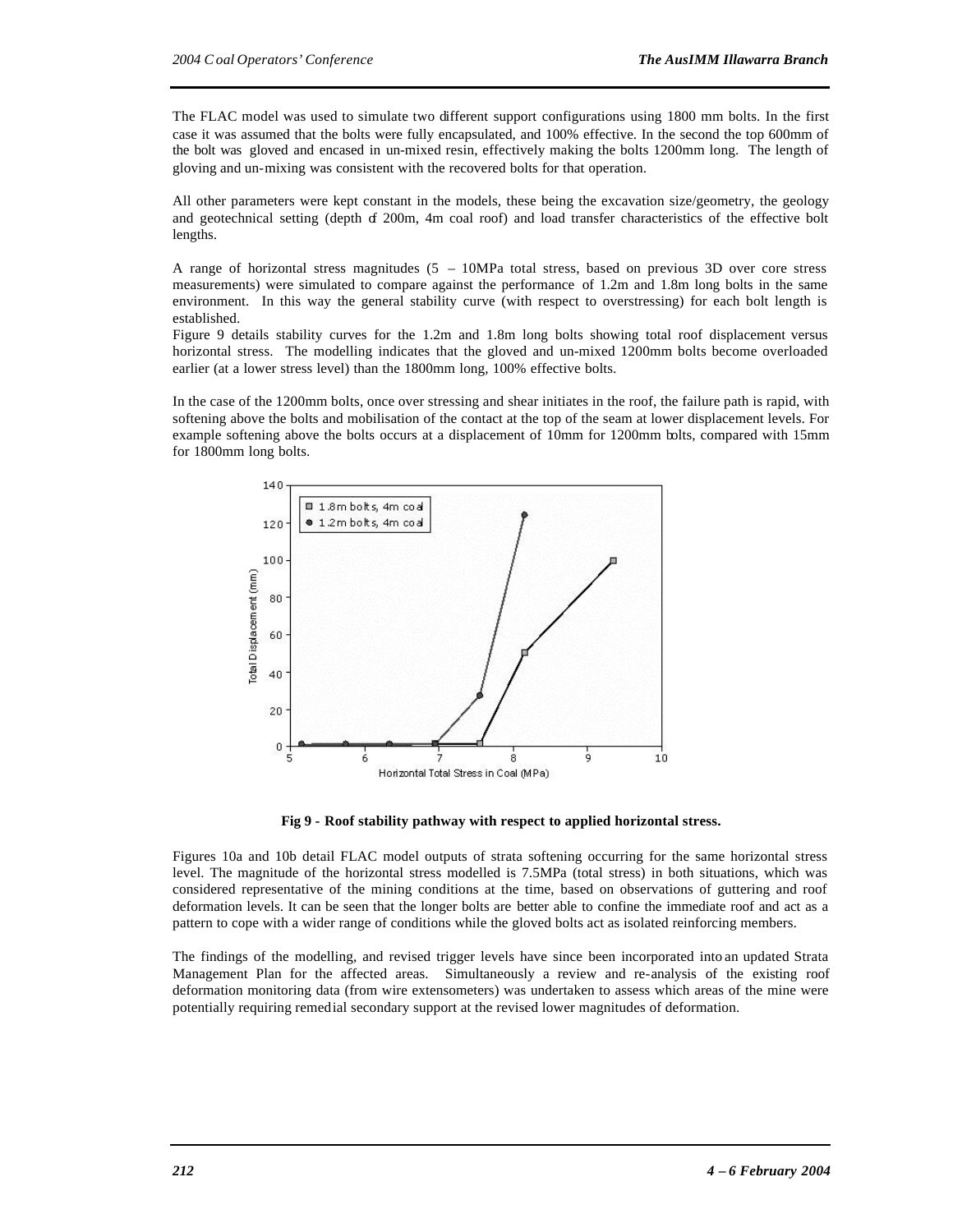The FLAC model was used to simulate two different support configurations using 1800 mm bolts. In the first case it was assumed that the bolts were fully encapsulated, and 100% effective. In the second the top 600mm of the bolt was gloved and encased in un-mixed resin, effectively making the bolts 1200mm long. The length of gloving and un-mixing was consistent with the recovered bolts for that operation.

All other parameters were kept constant in the models, these being the excavation size/geometry, the geology and geotechnical setting (depth of 200m, 4m coal roof) and load transfer characteristics of the effective bolt lengths.

A range of horizontal stress magnitudes (5 – 10MPa total stress, based on previous 3D over core stress measurements) were simulated to compare against the performance of 1.2m and 1.8m long bolts in the same environment. In this way the general stability curve (with respect to overstressing) for each bolt length is established.

Figure 9 details stability curves for the 1.2m and 1.8m long bolts showing total roof displacement versus horizontal stress. The modelling indicates that the gloved and un-mixed 1200mm bolts become overloaded earlier (at a lower stress level) than the 1800mm long, 100% effective bolts.

In the case of the 1200mm bolts, once over stressing and shear initiates in the roof, the failure path is rapid, with softening above the bolts and mobilisation of the contact at the top of the seam at lower displacement levels. For example softening above the bolts occurs at a displacement of 10mm for 1200mm bolts, compared with 15mm for 1800mm long bolts.

**Fig 9 - Roof stability pathway with respect to applied horizontal stress.**

Figures 10a and 10b detail FLAC model outputs of strata softening occurring for the same horizontal stress level. The magnitude of the horizontal stress modelled is 7.5MPa (total stress) in both situations, which was considered representative of the mining conditions at the time, based on observations of guttering and roof deformation levels. It can be seen that the longer bolts are better able to confine the immediate roof and act as a pattern to cope with a wider range of conditions while the gloved bolts act as isolated reinforcing members.

The findings of the modelling, and revised trigger levels have since been incorporated into an updated Strata Management Plan for the affected areas. Simultaneously a review and re-analysis of the existing roof deformation monitoring data (from wire extensometers) was undertaken to assess which areas of the mine were potentially requiring remedial secondary support at the revised lower magnitudes of deformation.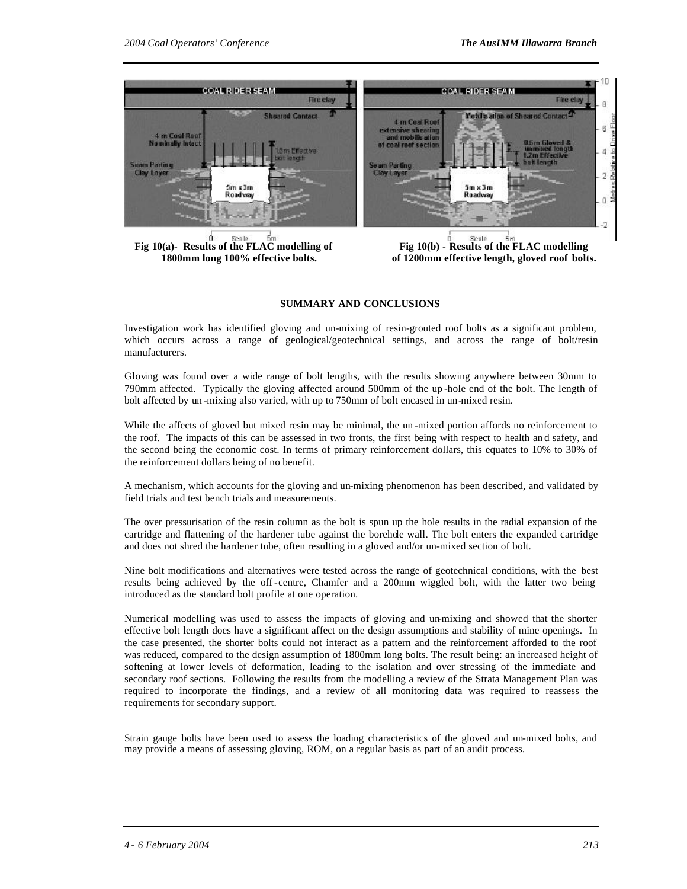Fig 10(a)- Results of the FLAC modelling of 1800mm long 100% effective bolts.

Fig 10(b) - Results of the FLAC modelling of 1200mm effective length, gloved roof bolts.

## SUMMARY AND CONCLUSIONS

Investigation work has identified gloving and un-mixing of resin-grouted roof bolts as a significant problem, which occurs across a range of geological/geotechnical settings, and across the range of bolt/resin manufacturers.

Gloving was found over a wide range of bolt lengths, with the results showing anywhere between 30mm to 790mm affected. Typically the gloving affected around 500mm of the up-hole end of the bolt. The length of bolt affected by un-mixing also varied, with up to 750mm of bolt encased in un-mixed resin.

While the affects of gloved but mixed resin may be minimal, the un-mixed portion affords no reinforcement to the roof. The impacts of this can be assessed in two fronts, the first being with respect to health and safety, and the second being the economic cost. In terms of primary reinforcement dollars, this equates to 10% to 30% of the reinforcement dollars being of no benefit.

A mechanism, which accounts for the gloving and un-mixing phenomenon has been described, and validated by field trials and test bench trials and measurements.

The over pressurisation of the resin column as the bolt is spun up the hole results in the radial expansion of the cartridge and flattening of the hardener tube against the borehole wall. The bolt enters the expanded cartridge and does not shred the hardener tube, often resulting in a gloved and/or un-mixed section of bolt.

Nine bolt modifications and alternatives were tested across the range of geotechnical conditions, with the best results being achieved by the off-centre, Chamfer and a 200mm wiggled bolt, with the latter two being introduced as the standard bolt profile at one operation.

Numerical modelling was used to assess the impacts of gloving and un-mixing and showed that the shorter effective bolt length does have a significant affect on the design assumptions and stability of mine openings. In the case presented, the shorter bolts could not interact as a pattern and the reinforcement afforded to the roof was reduced, compared to the design assumption of 1800mm long bolts. The result being: an increased height of softening at lower levels of deformation, leading to the isolation and over stressing of the immediate and secondary roof sections. Following the results from the modelling a review of the Strata Management Plan was required to incorporate the findings, and a review of all monitoring data was required to reassess the requirements for secondary support.

Strain gauge bolts have been used to assess the loading characteristics of the gloved and un-mixed bolts, and may provide a means of assessing gloving, ROM, on a regular basis as part of an audit process.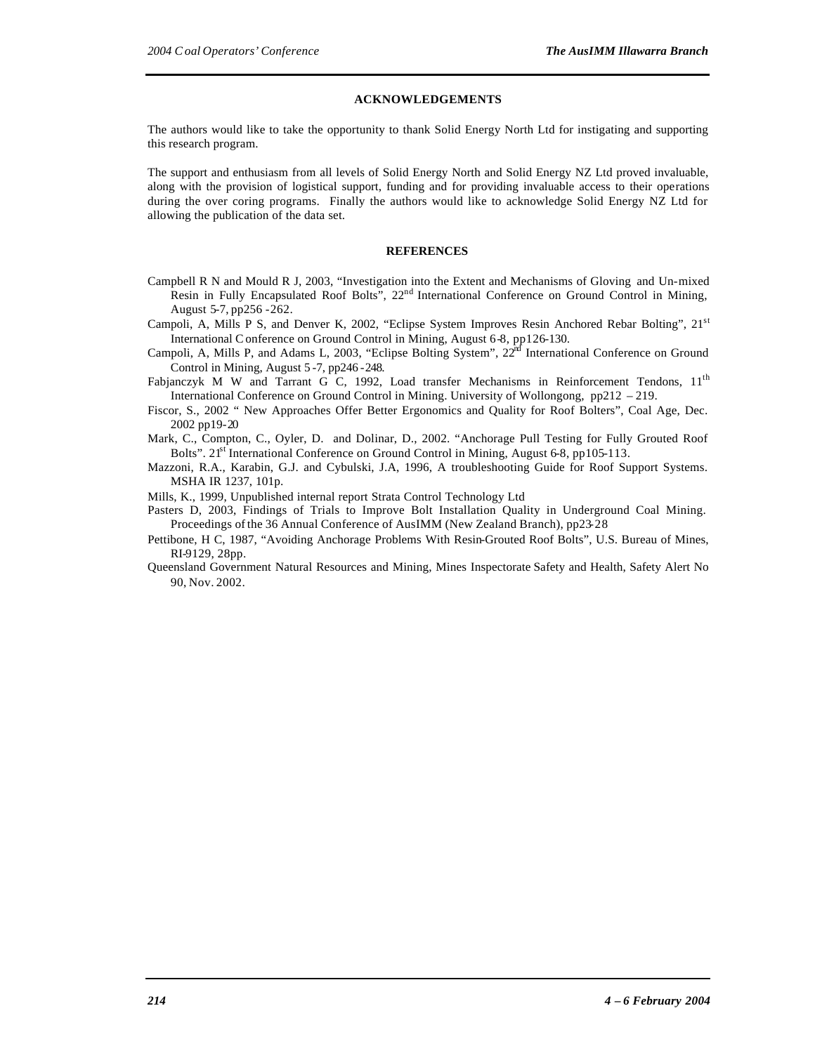## ACKNOWLEDGEMENTS

The authors would like to take the opportunity to thank Solid Energy North Ltd for instigating and supporting this research program.

The support and enthusiasm from all levels of Solid Energy North and Solid Energy NZ Ltd proved invaluable, along with the provision of logistical support, funding and for providing invaluable access to their operations during the over coring programs. Finally the authors would like to acknowledge Solid Energy NZ Ltd for allowing the publication of the data set.

## REFERENCES

Campbell R N and Mould R J, 2003, "Investigation into the Extent and Mechanisms of Gloving and Un-mixed Resin in Fully Encapsulated Roof Bolts", 22nd International Conference on Ground Control in Mining, August 5-7, pp256 -262.

Campoli, A, Mills P S, and Denver K, 2002, "Eclipse System Improves Resin Anchored Rebar Bolting", 21st International Conference on Ground Control in Mining, August 6-8, pp126-130.

Campoli, A, Mills P, and Adams L, 2003, "Eclipse Bolting System", 22nd International Conference on Ground Control in Mining, August 5 -7, pp246 -248.

Fabjanczyk M W and Tarrant G C, 1992, Load transfer Mechanisms in Reinforcement Tendons, 11th International Conference on Ground Control in Mining. University of Wollongong, pp212 – 219.

Fiscor, S., 2002 " New Approaches Offer Better Ergonomics and Quality for Roof Bolters", Coal Age, Dec. 2002 pp19-20

Mark, C., Compton, C., Oyler, D. and Dolinar, D., 2002. "Anchorage Pull Testing for Fully Grouted Roof Bolts". 21st International Conference on Ground Control in Mining, August 6-8, pp105-113.

Mazzoni, R.A., Karabin, G.J. and Cybulski, J.A, 1996, A troubleshooting Guide for Roof Support Systems. MSHA IR 1237, 101p.

Mills, K., 1999, Unpublished internal report Strata Control Technology Ltd

Pasters D, 2003, Findings of Trials to Improve Bolt Installation Quality in Underground Coal Mining. Proceedings of the 36 Annual Conference of AusIMM (New Zealand Branch), pp23-28

Pettibone, H C, 1987, "Avoiding Anchorage Problems With Resin-Grouted Roof Bolts", U.S. Bureau of Mines, RI-9129, 28pp.

Queensland Government Natural Resources and Mining, Mines Inspectorate Safety and Health, Safety Alert No 90, Nov. 2002.